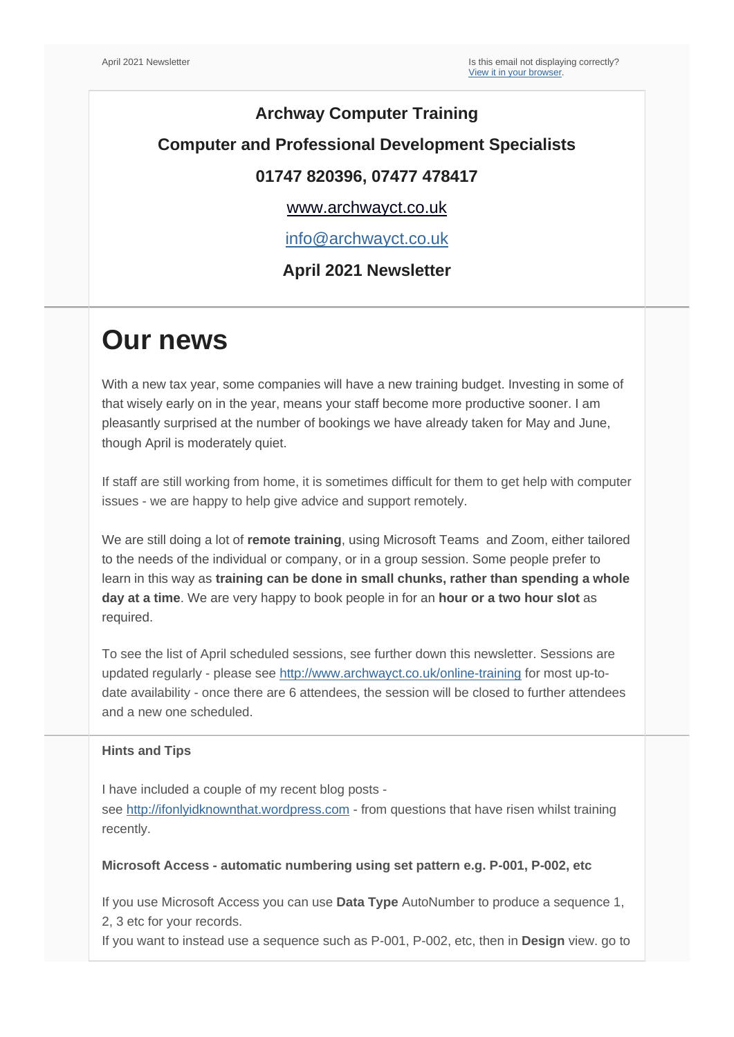April 2021 Newsletter

Is this email not displaying correctly?
[View it in your browser](#).

**Archway Computer Training**

**Computer and Professional Development Specialists**

**01747 820396, 07477 478417**

[www.archwayct.co.uk](http://www.archwayct.co.uk)

[info@archwayct.co.uk](mailto:info@archwayct.co.uk)

**April 2021 Newsletter**

# Our news

With a new tax year, some companies will have a new training budget. Investing in some of that wisely early on in the year, means your staff become more productive sooner. I am pleasantly surprised at the number of bookings we have already taken for May and June, though April is moderately quiet.

If staff are still working from home, it is sometimes difficult for them to get help with computer issues - we are happy to help give advice and support remotely.

We are still doing a lot of **remote training**, using Microsoft Teams  and Zoom, either tailored to the needs of the individual or company, or in a group session. Some people prefer to learn in this way as **training can be done in small chunks, rather than spending a whole day at a time**. We are very happy to book people in for an **hour or a two hour slot** as required.

To see the list of April scheduled sessions, see further down this newsletter. Sessions are updated regularly - please see [http://www.archwayct.co.uk/online-training](http://www.archwayct.co.uk/online-training) for most up-to-date availability - once there are 6 attendees, the session will be closed to further attendees and a new one scheduled.

**Hints and Tips**

I have included a couple of my recent blog posts - see [http://ifonlyidknownthat.wordpress.com](http://ifonlyidknownthat.wordpress.com) - from questions that have risen whilst training recently.

**Microsoft Access - automatic numbering using set pattern e.g. P-001, P-002, etc**

If you use Microsoft Access you can use **Data Type** AutoNumber to produce a sequence 1, 2, 3 etc for your records.
If you want to instead use a sequence such as P-001, P-002, etc, then in **Design** view. go to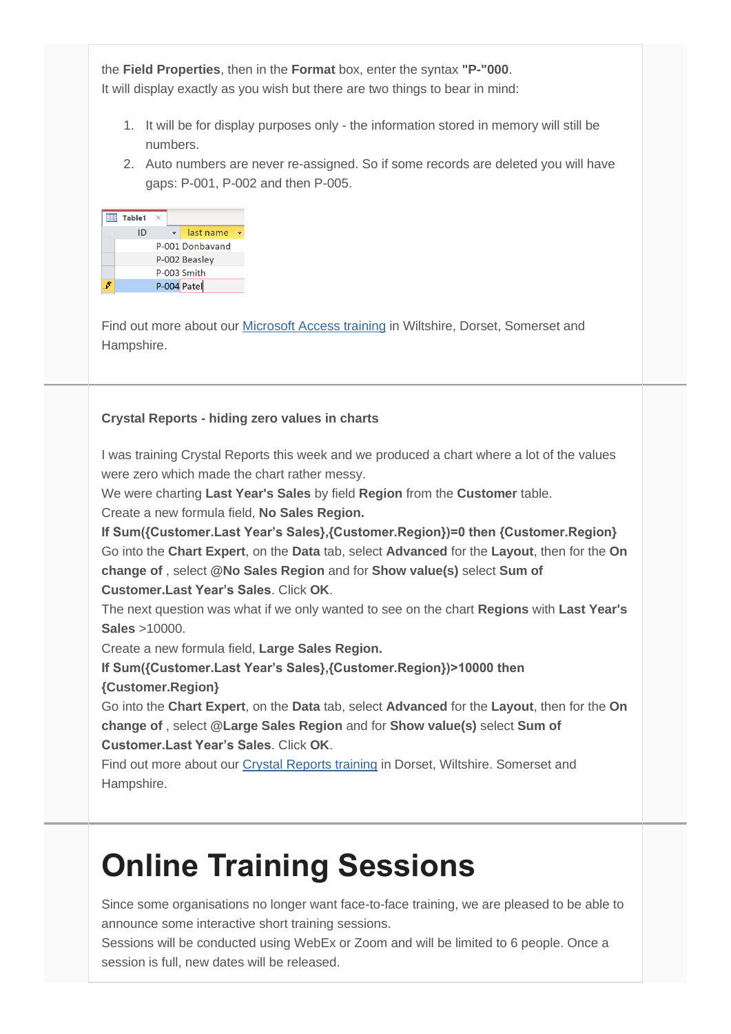the **Field Properties**, then in the **Format** box, enter the syntax **"P-"000**.
It will display exactly as you wish but there are two things to bear in mind:

1. It will be for display purposes only - the information stored in memory will still be numbers.
2. Auto numbers are never re-assigned. So if some records are deleted you will have gaps: P-001, P-002 and then P-005.

| ID | last name |
|---|---|
| P-001 | Donbavand |
| P-002 | Beasley |
| P-003 | Smith |
| P-004 | Patel |

Find out more about our [Microsoft Access training](#) in Wiltshire, Dorset, Somerset and Hampshire.

**Crystal Reports - hiding zero values in charts**

I was training Crystal Reports this week and we produced a chart where a lot of the values were zero which made the chart rather messy.
We were charting **Last Year's Sales** by field **Region** from the **Customer** table.
Create a new formula field, **No Sales Region.**
**If Sum({Customer.Last Year's Sales},{Customer.Region})=0 then {Customer.Region}**
Go into the **Chart Expert**, on the **Data** tab, select **Advanced** for the **Layout**, then for the **On change of** , select **@No Sales Region** and for **Show value(s)** select **Sum of Customer.Last Year's Sales**. Click **OK**.
The next question was what if we only wanted to see on the chart **Regions** with **Last Year's Sales** >10000.
Create a new formula field, **Large Sales Region.**
**If Sum({Customer.Last Year's Sales},{Customer.Region})>10000 then {Customer.Region}**
Go into the **Chart Expert**, on the **Data** tab, select **Advanced** for the **Layout**, then for the **On change of** , select **@Large Sales Region** and for **Show value(s)** select **Sum of Customer.Last Year's Sales**. Click **OK**.
Find out more about our [Crystal Reports training](#) in Dorset, Wiltshire. Somerset and Hampshire.

# Online Training Sessions

Since some organisations no longer want face-to-face training, we are pleased to be able to announce some interactive short training sessions.
Sessions will be conducted using WebEx or Zoom and will be limited to 6 people. Once a session is full, new dates will be released.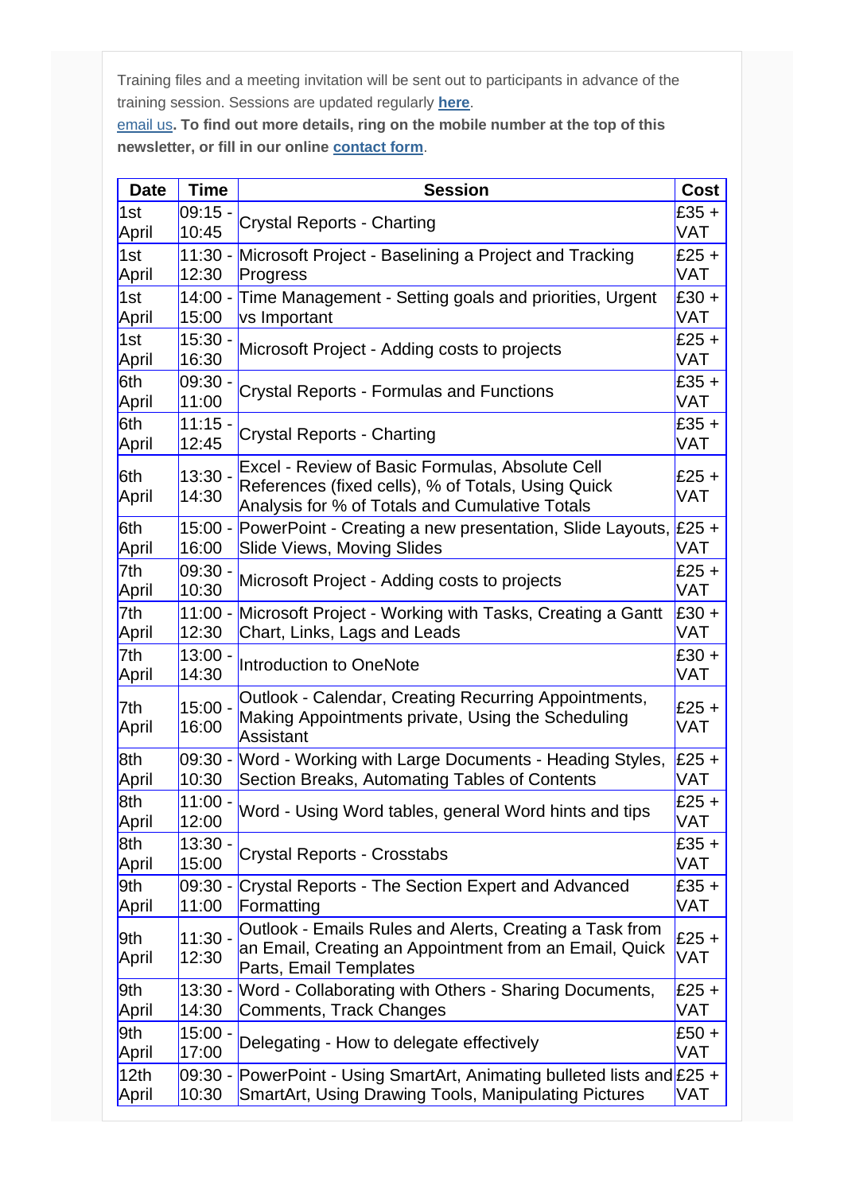Training files and a meeting invitation will be sent out to participants in advance of the training session. Sessions are updated regularly **[here](#)**.

[email us](#)**. To find out more details, ring on the mobile number at the top of this newsletter, or fill in our online [contact form](#)**.

| Date | Time | Session | Cost |
|---|---|---|---|
| 1st April | 09:15 - 10:45 | Crystal Reports - Charting | £35 + VAT |
| 1st April | 11:30 - 12:30 | Microsoft Project - Baselining a Project and Tracking Progress | £25 + VAT |
| 1st April | 14:00 - 15:00 | Time Management - Setting goals and priorities, Urgent vs Important | £30 + VAT |
| 1st April | 15:30 - 16:30 | Microsoft Project - Adding costs to projects | £25 + VAT |
| 6th April | 09:30 - 11:00 | Crystal Reports - Formulas and Functions | £35 + VAT |
| 6th April | 11:15 - 12:45 | Crystal Reports - Charting | £35 + VAT |
| 6th April | 13:30 - 14:30 | Excel - Review of Basic Formulas, Absolute Cell References (fixed cells), % of Totals, Using Quick Analysis for % of Totals and Cumulative Totals | £25 + VAT |
| 6th April | 15:00 - 16:00 | PowerPoint - Creating a new presentation, Slide Layouts, Slide Views, Moving Slides | £25 + VAT |
| 7th April | 09:30 - 10:30 | Microsoft Project - Adding costs to projects | £25 + VAT |
| 7th April | 11:00 - 12:30 | Microsoft Project - Working with Tasks, Creating a Gantt Chart, Links, Lags and Leads | £30 + VAT |
| 7th April | 13:00 - 14:30 | Introduction to OneNote | £30 + VAT |
| 7th April | 15:00 - 16:00 | Outlook - Calendar, Creating Recurring Appointments, Making Appointments private, Using the Scheduling Assistant | £25 + VAT |
| 8th April | 09:30 - 10:30 | Word - Working with Large Documents - Heading Styles, Section Breaks, Automating Tables of Contents | £25 + VAT |
| 8th April | 11:00 - 12:00 | Word - Using Word tables, general Word hints and tips | £25 + VAT |
| 8th April | 13:30 - 15:00 | Crystal Reports - Crosstabs | £35 + VAT |
| 9th April | 09:30 - 11:00 | Crystal Reports - The Section Expert and Advanced Formatting | £35 + VAT |
| 9th April | 11:30 - 12:30 | Outlook - Emails Rules and Alerts, Creating a Task from an Email, Creating an Appointment from an Email, Quick Parts, Email Templates | £25 + VAT |
| 9th April | 13:30 - 14:30 | Word - Collaborating with Others - Sharing Documents, Comments, Track Changes | £25 + VAT |
| 9th April | 15:00 - 17:00 | Delegating - How to delegate effectively | £50 + VAT |
| 12th April | 09:30 - 10:30 | PowerPoint - Using SmartArt, Animating bulleted lists and SmartArt, Using Drawing Tools, Manipulating Pictures | £25 + VAT |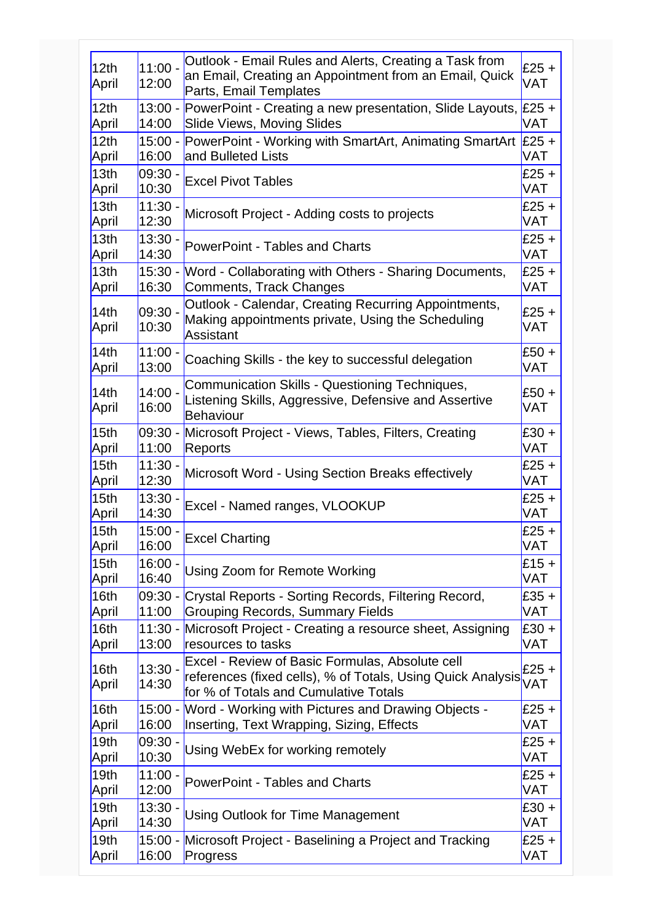| | | | |
|---|---|---|---|
| 12th April | 11:00 - 12:00 | Outlook - Email Rules and Alerts, Creating a Task from an Email, Creating an Appointment from an Email, Quick Parts, Email Templates | £25 + VAT |
| 12th April | 13:00 - 14:00 | PowerPoint - Creating a new presentation, Slide Layouts, Slide Views, Moving Slides | £25 + VAT |
| 12th April | 15:00 - 16:00 | PowerPoint - Working with SmartArt, Animating SmartArt and Bulleted Lists | £25 + VAT |
| 13th April | 09:30 - 10:30 | Excel Pivot Tables | £25 + VAT |
| 13th April | 11:30 - 12:30 | Microsoft Project - Adding costs to projects | £25 + VAT |
| 13th April | 13:30 - 14:30 | PowerPoint - Tables and Charts | £25 + VAT |
| 13th April | 15:30 - 16:30 | Word - Collaborating with Others - Sharing Documents, Comments, Track Changes | £25 + VAT |
| 14th April | 09:30 - 10:30 | Outlook - Calendar, Creating Recurring Appointments, Making appointments private, Using the Scheduling Assistant | £25 + VAT |
| 14th April | 11:00 - 13:00 | Coaching Skills - the key to successful delegation | £50 + VAT |
| 14th April | 14:00 - 16:00 | Communication Skills - Questioning Techniques, Listening Skills, Aggressive, Defensive and Assertive Behaviour | £50 + VAT |
| 15th April | 09:30 - 11:00 | Microsoft Project - Views, Tables, Filters, Creating Reports | £30 + VAT |
| 15th April | 11:30 - 12:30 | Microsoft Word - Using Section Breaks effectively | £25 + VAT |
| 15th April | 13:30 - 14:30 | Excel - Named ranges, VLOOKUP | £25 + VAT |
| 15th April | 15:00 - 16:00 | Excel Charting | £25 + VAT |
| 15th April | 16:00 - 16:40 | Using Zoom for Remote Working | £15 + VAT |
| 16th April | 09:30 - 11:00 | Crystal Reports - Sorting Records, Filtering Record, Grouping Records, Summary Fields | £35 + VAT |
| 16th April | 11:30 - 13:00 | Microsoft Project - Creating a resource sheet, Assigning resources to tasks | £30 + VAT |
| 16th April | 13:30 - 14:30 | Excel - Review of Basic Formulas, Absolute cell references (fixed cells), % of Totals, Using Quick Analysis for % of Totals and Cumulative Totals | £25 + VAT |
| 16th April | 15:00 - 16:00 | Word - Working with Pictures and Drawing Objects - Inserting, Text Wrapping, Sizing, Effects | £25 + VAT |
| 19th April | 09:30 - 10:30 | Using WebEx for working remotely | £25 + VAT |
| 19th April | 11:00 - 12:00 | PowerPoint - Tables and Charts | £25 + VAT |
| 19th April | 13:30 - 14:30 | Using Outlook for Time Management | £30 + VAT |
| 19th April | 15:00 - 16:00 | Microsoft Project - Baselining a Project and Tracking Progress | £25 + VAT |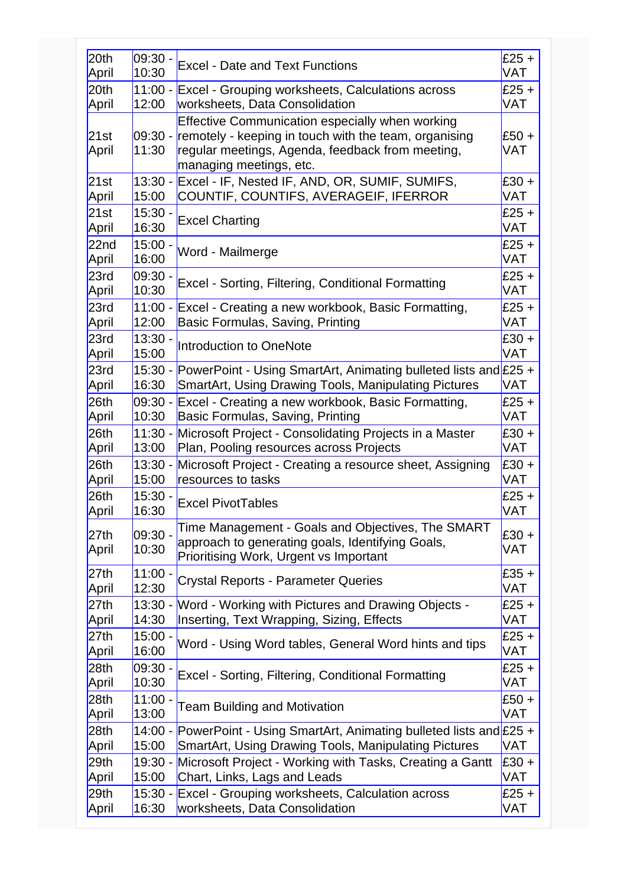| | | | |
|---|---|---|---|
| 20th April | 09:30 - 10:30 | Excel - Date and Text Functions | £25 + VAT |
| 20th April | 11:00 - 12:00 | Excel - Grouping worksheets, Calculations across worksheets, Data Consolidation | £25 + VAT |
| 21st April | 09:30 - 11:30 | Effective Communication especially when working remotely - keeping in touch with the team, organising regular meetings, Agenda, feedback from meeting, managing meetings, etc. | £50 + VAT |
| 21st April | 13:30 - 15:00 | Excel - IF, Nested IF, AND, OR, SUMIF, SUMIFS, COUNTIF, COUNTIFS, AVERAGEIF, IFERROR | £30 + VAT |
| 21st April | 15:30 - 16:30 | Excel Charting | £25 + VAT |
| 22nd April | 15:00 - 16:00 | Word - Mailmerge | £25 + VAT |
| 23rd April | 09:30 - 10:30 | Excel - Sorting, Filtering, Conditional Formatting | £25 + VAT |
| 23rd April | 11:00 - 12:00 | Excel - Creating a new workbook, Basic Formatting, Basic Formulas, Saving, Printing | £25 + VAT |
| 23rd April | 13:30 - 15:00 | Introduction to OneNote | £30 + VAT |
| 23rd April | 15:30 - 16:30 | PowerPoint - Using SmartArt, Animating bulleted lists and SmartArt, Using Drawing Tools, Manipulating Pictures | £25 + VAT |
| 26th April | 09:30 - 10:30 | Excel - Creating a new workbook, Basic Formatting, Basic Formulas, Saving, Printing | £25 + VAT |
| 26th April | 11:30 - 13:00 | Microsoft Project - Consolidating Projects in a Master Plan, Pooling resources across Projects | £30 + VAT |
| 26th April | 13:30 - 15:00 | Microsoft Project - Creating a resource sheet, Assigning resources to tasks | £30 + VAT |
| 26th April | 15:30 - 16:30 | Excel PivotTables | £25 + VAT |
| 27th April | 09:30 - 10:30 | Time Management - Goals and Objectives, The SMART approach to generating goals, Identifying Goals, Prioritising Work, Urgent vs Important | £30 + VAT |
| 27th April | 11:00 - 12:30 | Crystal Reports - Parameter Queries | £35 + VAT |
| 27th April | 13:30 - 14:30 | Word - Working with Pictures and Drawing Objects - Inserting, Text Wrapping, Sizing, Effects | £25 + VAT |
| 27th April | 15:00 - 16:00 | Word - Using Word tables, General Word hints and tips | £25 + VAT |
| 28th April | 09:30 - 10:30 | Excel - Sorting, Filtering, Conditional Formatting | £25 + VAT |
| 28th April | 11:00 - 13:00 | Team Building and Motivation | £50 + VAT |
| 28th April | 14:00 - 15:00 | PowerPoint - Using SmartArt, Animating bulleted lists and SmartArt, Using Drawing Tools, Manipulating Pictures | £25 + VAT |
| 29th April | 19:30 - 15:00 | Microsoft Project - Working with Tasks, Creating a Gantt Chart, Links, Lags and Leads | £30 + VAT |
| 29th April | 15:30 - 16:30 | Excel - Grouping worksheets, Calculation across worksheets, Data Consolidation | £25 + VAT |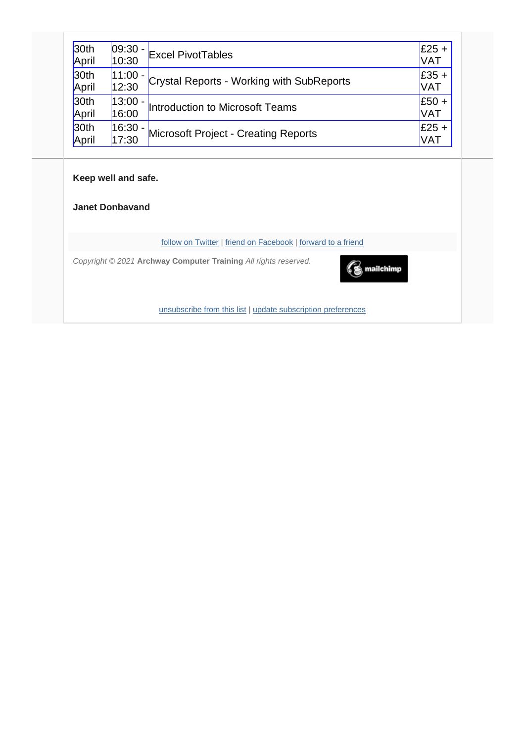| | | | |
|---|---|---|---|
| 30th April | 09:30 - 10:30 | Excel PivotTables | £25 + VAT |
| 30th April | 11:00 - 12:30 | Crystal Reports - Working with SubReports | £35 + VAT |
| 30th April | 13:00 - 16:00 | Introduction to Microsoft Teams | £50 + VAT |
| 30th April | 16:30 - 17:30 | Microsoft Project - Creating Reports | £25 + VAT |

**Keep well and safe.**

**Janet Donbavand**

follow on Twitter | friend on Facebook | forward to a friend

*Copyright © 2021* **Archway Computer Training** *All rights reserved.*

unsubscribe from this list | update subscription preferences